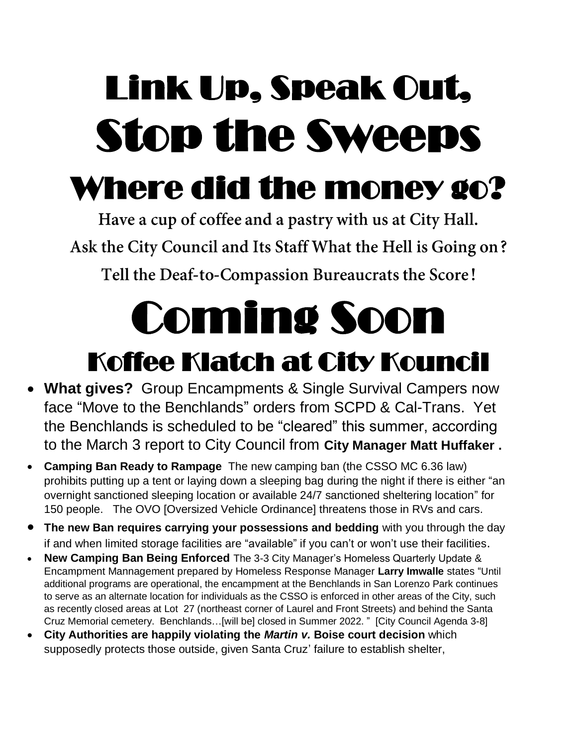# Link Up, Speak Out, Stop the Sweeps

## Where did the money go?

**Have a cup of coffee and a pastry with us at City Hall.**

**Ask the City Council and Its Staff What the Hell is Going on?**

**Tell the Deaf-to-Compassion Bureaucrats the Score!**

# Coming Soon

## Koffee Klatch at City Kouncil

- **What gives?** Group Encampments & Single Survival Campers now face "Move to the Benchlands" orders from SCPD & Cal-Trans. Yet the Benchlands is scheduled to be "cleared" this summer, according to the March 3 report to City Council from **City Manager Matt Huffaker .**
- **Camping Ban Ready to Rampage** The new camping ban (the CSSO MC 6.36 law) prohibits putting up a tent or laying down a sleeping bag during the night if there is either "an overnight sanctioned sleeping location or available 24/7 sanctioned sheltering location" for 150 people. The OVO [Oversized Vehicle Ordinance] threatens those in RVs and cars.
- **The new Ban requires carrying your possessions and bedding** with you through the day if and when limited storage facilities are "available" if you can't or won't use their facilities.
- **New Camping Ban Being Enforced** The 3-3 City Manager's Homeless Quarterly Update & Encampment Mannagement prepared by Homeless Response Manager **Larry Imwalle** states "Until additional programs are operational, the encampment at the Benchlands in San Lorenzo Park continues to serve as an alternate location for individuals as the CSSO is enforced in other areas of the City, such as recently closed areas at Lot 27 (northeast corner of Laurel and Front Streets) and behind the Santa Cruz Memorial cemetery. Benchlands…[will be] closed in Summer 2022. " [City Council Agenda 3-8]
- **City Authorities are happily violating the *Martin v.* Boise court decision** which supposedly protects those outside, given Santa Cruz' failure to establish shelter,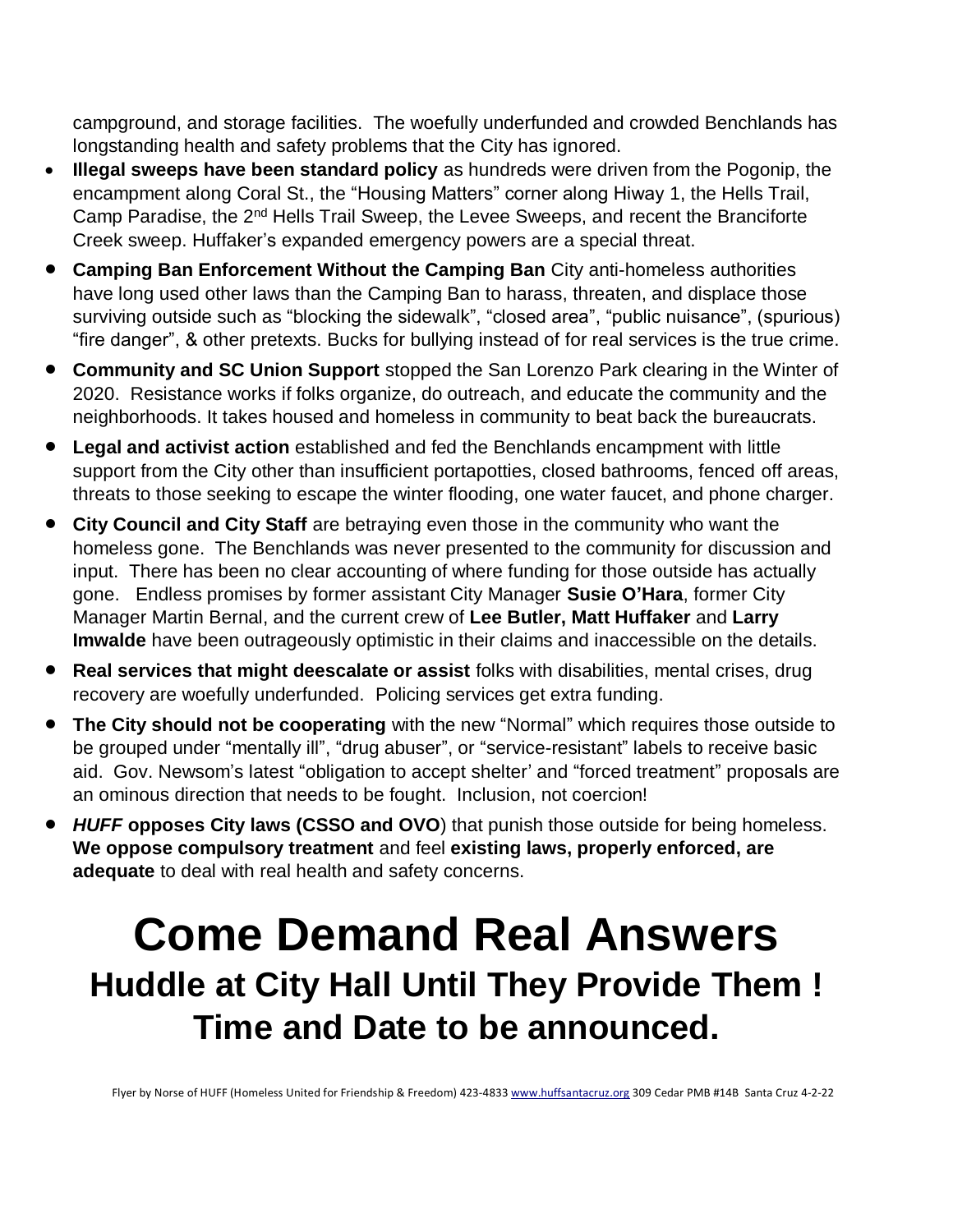campground, and storage facilities. The woefully underfunded and crowded Benchlands has longstanding health and safety problems that the City has ignored.

- **Illegal sweeps have been standard policy** as hundreds were driven from the Pogonip, the encampment along Coral St., the "Housing Matters" corner along Hiway 1, the Hells Trail, Camp Paradise, the 2nd Hells Trail Sweep, the Levee Sweeps, and recent the Branciforte Creek sweep. Huffaker's expanded emergency powers are a special threat.
- **Camping Ban Enforcement Without the Camping Ban** City anti-homeless authorities have long used other laws than the Camping Ban to harass, threaten, and displace those surviving outside such as "blocking the sidewalk", "closed area", "public nuisance", (spurious) "fire danger", & other pretexts. Bucks for bullying instead of for real services is the true crime.
- **Community and SC Union Support** stopped the San Lorenzo Park clearing in the Winter of 2020. Resistance works if folks organize, do outreach, and educate the community and the neighborhoods. It takes housed and homeless in community to beat back the bureaucrats.
- **Legal and activist action** established and fed the Benchlands encampment with little support from the City other than insufficient portapotties, closed bathrooms, fenced off areas, threats to those seeking to escape the winter flooding, one water faucet, and phone charger.
- **City Council and City Staff** are betraying even those in the community who want the homeless gone. The Benchlands was never presented to the community for discussion and input. There has been no clear accounting of where funding for those outside has actually gone. Endless promises by former assistant City Manager **Susie O'Hara**, former City Manager Martin Bernal, and the current crew of **Lee Butler, Matt Huffaker** and **Larry Imwalde** have been outrageously optimistic in their claims and inaccessible on the details.
- **Real services that might deescalate or assist** folks with disabilities, mental crises, drug recovery are woefully underfunded. Policing services get extra funding.
- **The City should not be cooperating** with the new "Normal" which requires those outside to be grouped under "mentally ill", "drug abuser", or "service-resistant" labels to receive basic aid. Gov. Newsom's latest "obligation to accept shelter' and "forced treatment" proposals are an ominous direction that needs to be fought. Inclusion, not coercion!
- ***HUFF*** **opposes City laws (CSSO and OVO**) that punish those outside for being homeless. **We oppose compulsory treatment** and feel **existing laws, properly enforced, are adequate** to deal with real health and safety concerns.

# Come Demand Real Answers

## Huddle at City Hall Until They Provide Them !

## Time and Date to be announced.

Flyer by Norse of HUFF (Homeless United for Friendship & Freedom) 423-4833 www.huffsantacruz.org 309 Cedar PMB #14B Santa Cruz 4-2-22